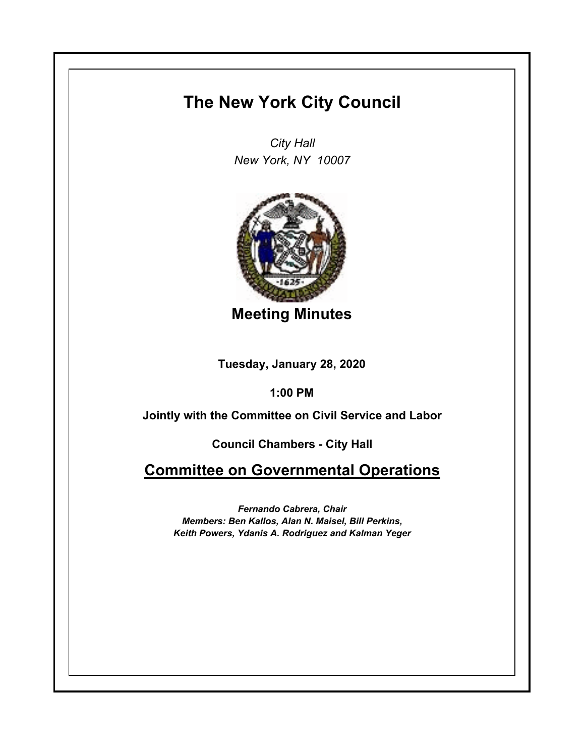# The New York City Council

*City Hall*
*New York, NY 10007*

## Meeting Minutes

**Tuesday, January 28, 2020**

**1:00 PM**

**Jointly with the Committee on Civil Service and Labor**

**Council Chambers - City Hall**

## Committee on Governmental Operations

***Fernando Cabrera, Chair***
***Members: Ben Kallos, Alan N. Maisel, Bill Perkins, Keith Powers, Ydanis A. Rodriguez and Kalman Yeger***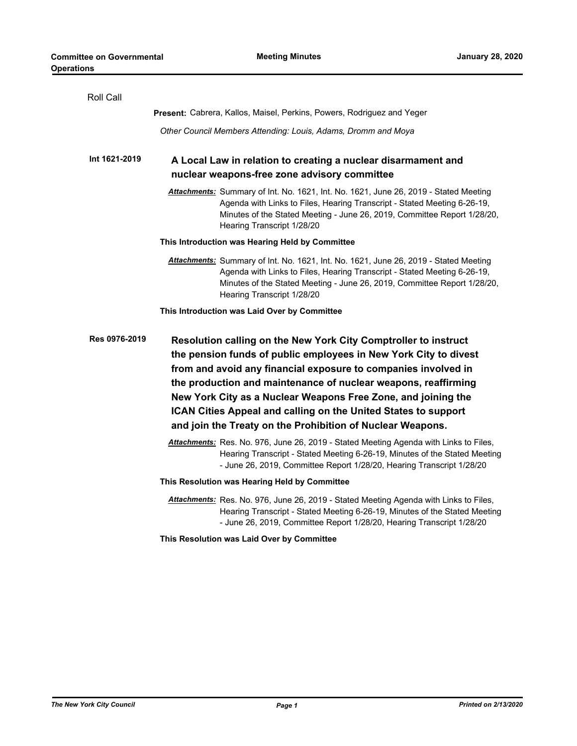Roll Call

**Present:** Cabrera, Kallos, Maisel, Perkins, Powers, Rodriguez and Yeger

*Other Council Members Attending: Louis, Adams, Dromm and Moya*

**Int 1621-2019**

## A Local Law in relation to creating a nuclear disarmament and nuclear weapons-free zone advisory committee

***Attachments:*** Summary of Int. No. 1621, Int. No. 1621, June 26, 2019 - Stated Meeting Agenda with Links to Files, Hearing Transcript - Stated Meeting 6-26-19, Minutes of the Stated Meeting - June 26, 2019, Committee Report 1/28/20, Hearing Transcript 1/28/20

**This Introduction was Hearing Held by Committee**

***Attachments:*** Summary of Int. No. 1621, Int. No. 1621, June 26, 2019 - Stated Meeting Agenda with Links to Files, Hearing Transcript - Stated Meeting 6-26-19, Minutes of the Stated Meeting - June 26, 2019, Committee Report 1/28/20, Hearing Transcript 1/28/20

**This Introduction was Laid Over by Committee**

**Res 0976-2019**

## Resolution calling on the New York City Comptroller to instruct the pension funds of public employees in New York City to divest from and avoid any financial exposure to companies involved in the production and maintenance of nuclear weapons, reaffirming New York City as a Nuclear Weapons Free Zone, and joining the ICAN Cities Appeal and calling on the United States to support and join the Treaty on the Prohibition of Nuclear Weapons.

***Attachments:*** Res. No. 976, June 26, 2019 - Stated Meeting Agenda with Links to Files, Hearing Transcript - Stated Meeting 6-26-19, Minutes of the Stated Meeting - June 26, 2019, Committee Report 1/28/20, Hearing Transcript 1/28/20

**This Resolution was Hearing Held by Committee**

***Attachments:*** Res. No. 976, June 26, 2019 - Stated Meeting Agenda with Links to Files, Hearing Transcript - Stated Meeting 6-26-19, Minutes of the Stated Meeting - June 26, 2019, Committee Report 1/28/20, Hearing Transcript 1/28/20

**This Resolution was Laid Over by Committee**